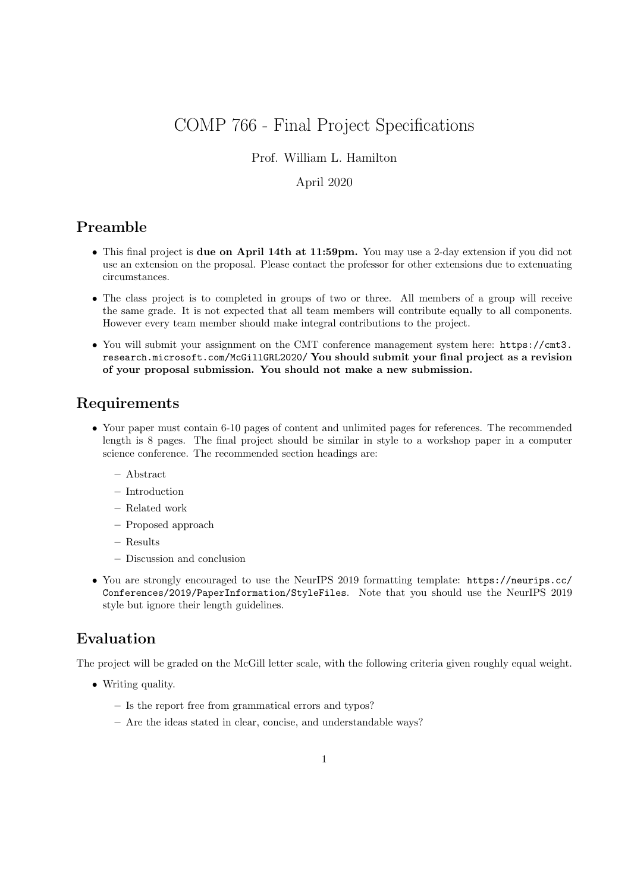# COMP 766 - Final Project Specifications

Prof. William L. Hamilton

April 2020

## Preamble

- This final project is **due on April 14th at 11:59pm.** You may use a 2-day extension if you did not use an extension on the proposal. Please contact the professor for other extensions due to extenuating circumstances.
- The class project is to completed in groups of two or three. All members of a group will receive the same grade. It is not expected that all team members will contribute equally to all components. However every team member should make integral contributions to the project.
- You will submit your assignment on the CMT conference management system here: `https://cmt3.research.microsoft.com/McGillGRL2020/` **You should submit your final project as a revision of your proposal submission. You should not make a new submission.**

## Requirements

- Your paper must contain 6-10 pages of content and unlimited pages for references. The recommended length is 8 pages. The final project should be similar in style to a workshop paper in a computer science conference. The recommended section headings are:
  - Abstract
  - Introduction
  - Related work
  - Proposed approach
  - Results
  - Discussion and conclusion
- You are strongly encouraged to use the NeurIPS 2019 formatting template: `https://neurips.cc/Conferences/2019/PaperInformation/StyleFiles`. Note that you should use the NeurIPS 2019 style but ignore their length guidelines.

## Evaluation

The project will be graded on the McGill letter scale, with the following criteria given roughly equal weight.

- Writing quality.
  - Is the report free from grammatical errors and typos?
  - Are the ideas stated in clear, concise, and understandable ways?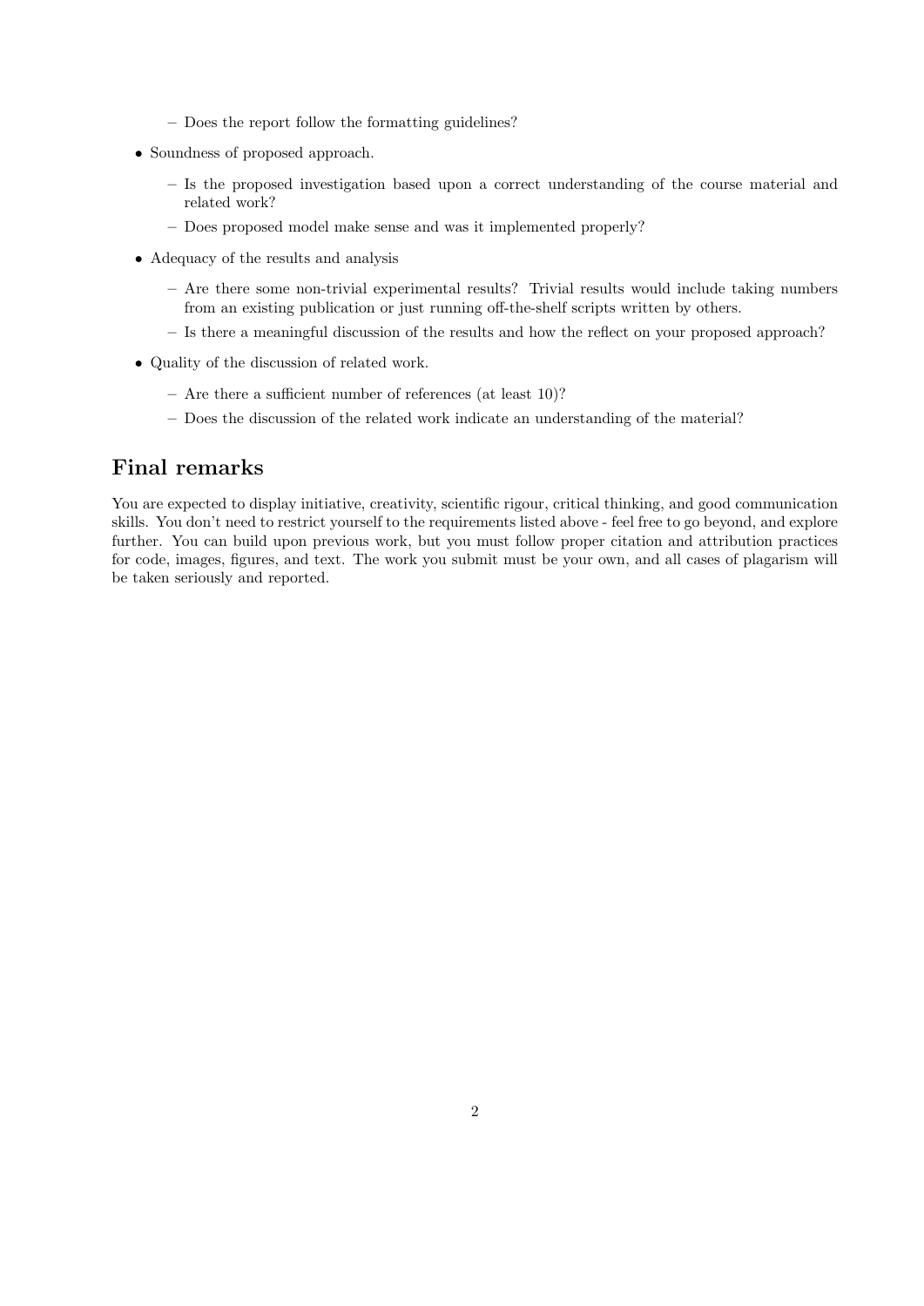- Does the report follow the formatting guidelines?
- Soundness of proposed approach.
  - Is the proposed investigation based upon a correct understanding of the course material and related work?
  - Does proposed model make sense and was it implemented properly?
- Adequacy of the results and analysis
  - Are there some non-trivial experimental results? Trivial results would include taking numbers from an existing publication or just running off-the-shelf scripts written by others.
  - Is there a meaningful discussion of the results and how the reflect on your proposed approach?
- Quality of the discussion of related work.
  - Are there a sufficient number of references (at least 10)?
  - Does the discussion of the related work indicate an understanding of the material?

## Final remarks

You are expected to display initiative, creativity, scientific rigour, critical thinking, and good communication skills. You don't need to restrict yourself to the requirements listed above - feel free to go beyond, and explore further. You can build upon previous work, but you must follow proper citation and attribution practices for code, images, figures, and text. The work you submit must be your own, and all cases of plagarism will be taken seriously and reported.